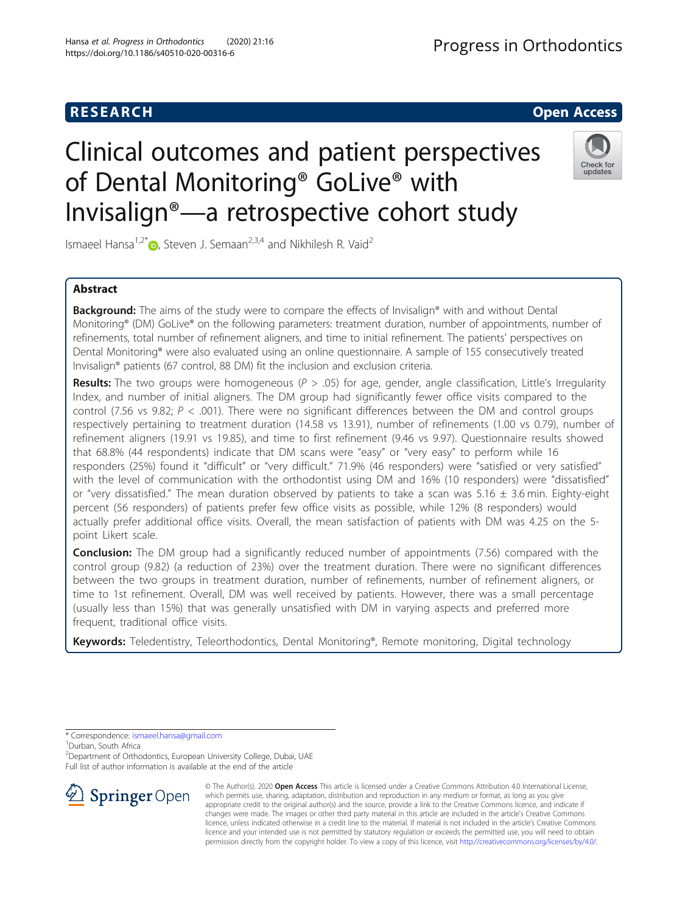RESEARCH Open Access

# Clinical outcomes and patient perspectives of Dental Monitoring® GoLive® with Invisalign®—a retrospective cohort study

Ismaeel Hansa[1,2*], Steven J. Semaan[2,3,4] and Nikhilesh R. Vaid[2]

## Abstract

**Background:** The aims of the study were to compare the effects of Invisalign® with and without Dental Monitoring® (DM) GoLive® on the following parameters: treatment duration, number of appointments, number of refinements, total number of refinement aligners, and time to initial refinement. The patients' perspectives on Dental Monitoring® were also evaluated using an online questionnaire. A sample of 155 consecutively treated Invisalign® patients (67 control, 88 DM) fit the inclusion and exclusion criteria.

**Results:** The two groups were homogeneous ($P > .05$) for age, gender, angle classification, Little's Irregularity Index, and number of initial aligners. The DM group had significantly fewer office visits compared to the control (7.56 vs 9.82; $P < .001$). There were no significant differences between the DM and control groups respectively pertaining to treatment duration (14.58 vs 13.91), number of refinements (1.00 vs 0.79), number of refinement aligners (19.91 vs 19.85), and time to first refinement (9.46 vs 9.97). Questionnaire results showed that 68.8% (44 respondents) indicate that DM scans were "easy" or "very easy" to perform while 16 responders (25%) found it "difficult" or "very difficult." 71.9% (46 responders) were "satisfied or very satisfied" with the level of communication with the orthodontist using DM and 16% (10 responders) were "dissatisfied" or "very dissatisfied." The mean duration observed by patients to take a scan was 5.16 ± 3.6 min. Eighty-eight percent (56 responders) of patients prefer few office visits as possible, while 12% (8 responders) would actually prefer additional office visits. Overall, the mean satisfaction of patients with DM was 4.25 on the 5-point Likert scale.

**Conclusion:** The DM group had a significantly reduced number of appointments (7.56) compared with the control group (9.82) (a reduction of 23%) over the treatment duration. There were no significant differences between the two groups in treatment duration, number of refinements, number of refinement aligners, or time to 1st refinement. Overall, DM was well received by patients. However, there was a small percentage (usually less than 15%) that was generally unsatisfied with DM in varying aspects and preferred more frequent, traditional office visits.

**Keywords:** Teledentistry, Teleorthodontics, Dental Monitoring®, Remote monitoring, Digital technology

---

* Correspondence: ismaeel.hansa@gmail.com
[1]Durban, South Africa
[2]Department of Orthodontics, European University College, Dubai, UAE
Full list of author information is available at the end of the article

© The Author(s). 2020 **Open Access** This article is licensed under a Creative Commons Attribution 4.0 International License, which permits use, sharing, adaptation, distribution and reproduction in any medium or format, as long as you give appropriate credit to the original author(s) and the source, provide a link to the Creative Commons licence, and indicate if changes were made. The images or other third party material in this article are included in the article's Creative Commons licence, unless indicated otherwise in a credit line to the material. If material is not included in the article's Creative Commons licence and your intended use is not permitted by statutory regulation or exceeds the permitted use, you will need to obtain permission directly from the copyright holder. To view a copy of this licence, visit http://creativecommons.org/licenses/by/4.0/.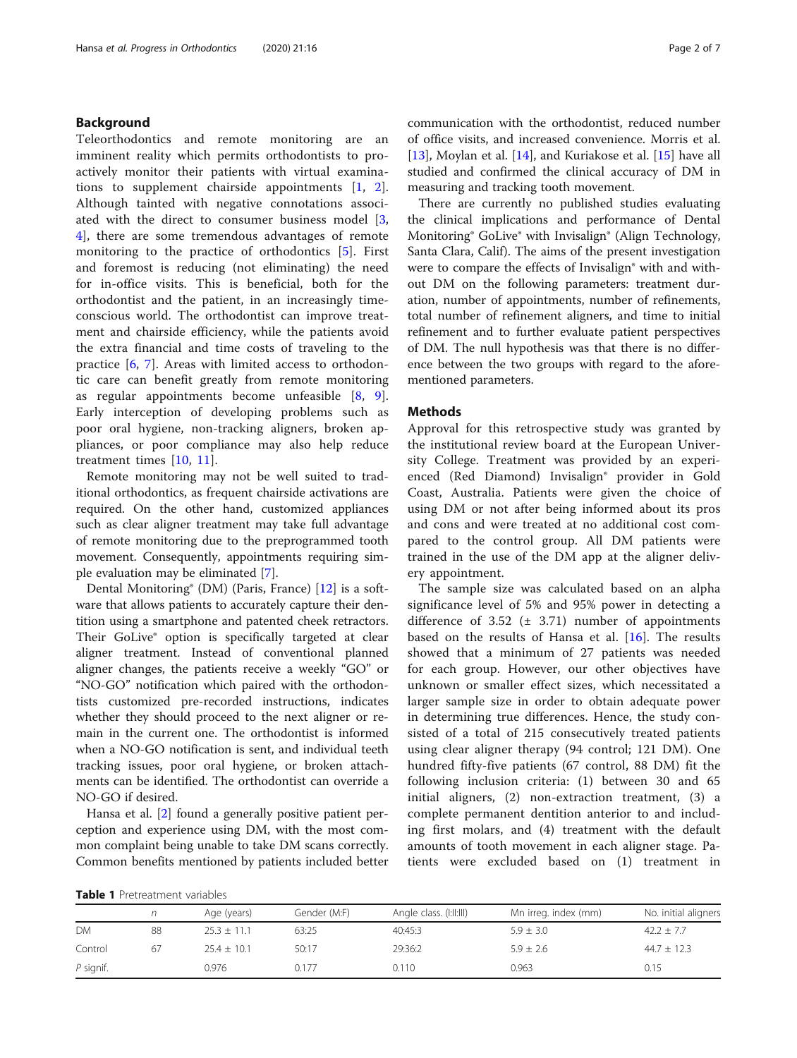## Background

Teleorthodontics and remote monitoring are an imminent reality which permits orthodontists to proactively monitor their patients with virtual examinations to supplement chairside appointments [1, 2]. Although tainted with negative connotations associated with the direct to consumer business model [3, 4], there are some tremendous advantages of remote monitoring to the practice of orthodontics [5]. First and foremost is reducing (not eliminating) the need for in-office visits. This is beneficial, both for the orthodontist and the patient, in an increasingly time-conscious world. The orthodontist can improve treatment and chairside efficiency, while the patients avoid the extra financial and time costs of traveling to the practice [6, 7]. Areas with limited access to orthodontic care can benefit greatly from remote monitoring as regular appointments become unfeasible [8, 9]. Early interception of developing problems such as poor oral hygiene, non-tracking aligners, broken appliances, or poor compliance may also help reduce treatment times [10, 11].

Remote monitoring may not be well suited to traditional orthodontics, as frequent chairside activations are required. On the other hand, customized appliances such as clear aligner treatment may take full advantage of remote monitoring due to the preprogrammed tooth movement. Consequently, appointments requiring simple evaluation may be eliminated [7].

Dental Monitoring® (DM) (Paris, France) [12] is a software that allows patients to accurately capture their dentition using a smartphone and patented cheek retractors. Their GoLive® option is specifically targeted at clear aligner treatment. Instead of conventional planned aligner changes, the patients receive a weekly "GO" or "NO-GO" notification which paired with the orthodontists customized pre-recorded instructions, indicates whether they should proceed to the next aligner or remain in the current one. The orthodontist is informed when a NO-GO notification is sent, and individual teeth tracking issues, poor oral hygiene, or broken attachments can be identified. The orthodontist can override a NO-GO if desired.

Hansa et al. [2] found a generally positive patient perception and experience using DM, with the most common complaint being unable to take DM scans correctly. Common benefits mentioned by patients included better communication with the orthodontist, reduced number of office visits, and increased convenience. Morris et al. [13], Moylan et al. [14], and Kuriakose et al. [15] have all studied and confirmed the clinical accuracy of DM in measuring and tracking tooth movement.

There are currently no published studies evaluating the clinical implications and performance of Dental Monitoring® GoLive® with Invisalign® (Align Technology, Santa Clara, Calif). The aims of the present investigation were to compare the effects of Invisalign® with and without DM on the following parameters: treatment duration, number of appointments, number of refinements, total number of refinement aligners, and time to initial refinement and to further evaluate patient perspectives of DM. The null hypothesis was that there is no difference between the two groups with regard to the aforementioned parameters.

## Methods

Approval for this retrospective study was granted by the institutional review board at the European University College. Treatment was provided by an experienced (Red Diamond) Invisalign® provider in Gold Coast, Australia. Patients were given the choice of using DM or not after being informed about its pros and cons and were treated at no additional cost compared to the control group. All DM patients were trained in the use of the DM app at the aligner delivery appointment.

The sample size was calculated based on an alpha significance level of 5% and 95% power in detecting a difference of 3.52 (± 3.71) number of appointments based on the results of Hansa et al. [16]. The results showed that a minimum of 27 patients was needed for each group. However, our other objectives have unknown or smaller effect sizes, which necessitated a larger sample size in order to obtain adequate power in determining true differences. Hence, the study consisted of a total of 215 consecutively treated patients using clear aligner therapy (94 control; 121 DM). One hundred fifty-five patients (67 control, 88 DM) fit the following inclusion criteria: (1) between 30 and 65 initial aligners, (2) non-extraction treatment, (3) a complete permanent dentition anterior to and including first molars, and (4) treatment with the default amounts of tooth movement in each aligner stage. Patients were excluded based on (1) treatment in

**Table 1** Pretreatment variables

| | *n* | Age (years) | Gender (M:F) | Angle class. (I:II:III) | Mn irreg. index (mm) | No. initial aligners |
|---|---|---|---|---|---|---|
| DM | 88 | 25.3 ± 11.1 | 63:25 | 40:45:3 | 5.9 ± 3.0 | 42.2 ± 7.7 |
| Control | 67 | 25.4 ± 10.1 | 50:17 | 29:36:2 | 5.9 ± 2.6 | 44.7 ± 12.3 |
| *P* signif. | | 0.976 | 0.177 | 0.110 | 0.963 | 0.15 |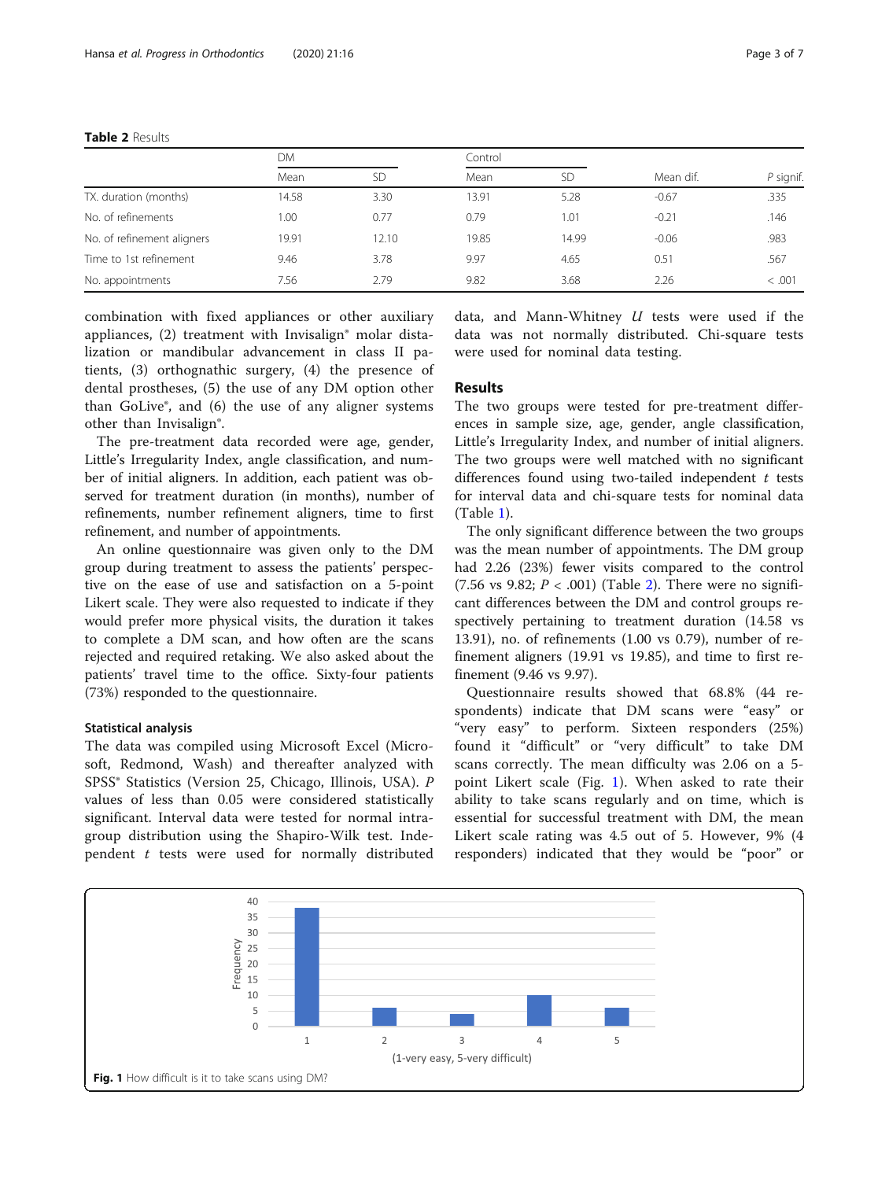**Table 2** Results

| | DM | | Control | | | |
|---|---|---|---|---|---|---|
| | Mean | SD | Mean | SD | Mean dif. | *P* signif. |
| TX. duration (months) | 14.58 | 3.30 | 13.91 | 5.28 | -0.67 | .335 |
| No. of refinements | 1.00 | 0.77 | 0.79 | 1.01 | -0.21 | .146 |
| No. of refinement aligners | 19.91 | 12.10 | 19.85 | 14.99 | -0.06 | .983 |
| Time to 1st refinement | 9.46 | 3.78 | 9.97 | 4.65 | 0.51 | .567 |
| No. appointments | 7.56 | 2.79 | 9.82 | 3.68 | 2.26 | < .001 |

combination with fixed appliances or other auxiliary appliances, (2) treatment with Invisalign® molar distalization or mandibular advancement in class II patients, (3) orthognathic surgery, (4) the presence of dental prostheses, (5) the use of any DM option other than GoLive®, and (6) the use of any aligner systems other than Invisalign®.

The pre-treatment data recorded were age, gender, Little's Irregularity Index, angle classification, and number of initial aligners. In addition, each patient was observed for treatment duration (in months), number of refinements, number refinement aligners, time to first refinement, and number of appointments.

An online questionnaire was given only to the DM group during treatment to assess the patients' perspective on the ease of use and satisfaction on a 5-point Likert scale. They were also requested to indicate if they would prefer more physical visits, the duration it takes to complete a DM scan, and how often are the scans rejected and required retaking. We also asked about the patients' travel time to the office. Sixty-four patients (73%) responded to the questionnaire.

### Statistical analysis

The data was compiled using Microsoft Excel (Microsoft, Redmond, Wash) and thereafter analyzed with SPSS® Statistics (Version 25, Chicago, Illinois, USA). *P* values of less than 0.05 were considered statistically significant. Interval data were tested for normal intra-group distribution using the Shapiro-Wilk test. Independent *t* tests were used for normally distributed data, and Mann-Whitney *U* tests were used if the data was not normally distributed. Chi-square tests were used for nominal data testing.

## Results

The two groups were tested for pre-treatment differences in sample size, age, gender, angle classification, Little's Irregularity Index, and number of initial aligners. The two groups were well matched with no significant differences found using two-tailed independent *t* tests for interval data and chi-square tests for nominal data (Table 1).

The only significant difference between the two groups was the mean number of appointments. The DM group had 2.26 (23%) fewer visits compared to the control (7.56 vs 9.82; $P < .001$) (Table 2). There were no significant differences between the DM and control groups respectively pertaining to treatment duration (14.58 vs 13.91), no. of refinements (1.00 vs 0.79), number of refinement aligners (19.91 vs 19.85), and time to first refinement (9.46 vs 9.97).

Questionnaire results showed that 68.8% (44 respondents) indicate that DM scans were "easy" or "very easy" to perform. Sixteen responders (25%) found it "difficult" or "very difficult" to take DM scans correctly. The mean difficulty was 2.06 on a 5-point Likert scale (Fig. 1). When asked to rate their ability to take scans regularly and on time, which is essential for successful treatment with DM, the mean Likert scale rating was 4.5 out of 5. However, 9% (4 responders) indicated that they would be "poor" or

**Fig. 1** How difficult is it to take scans using DM?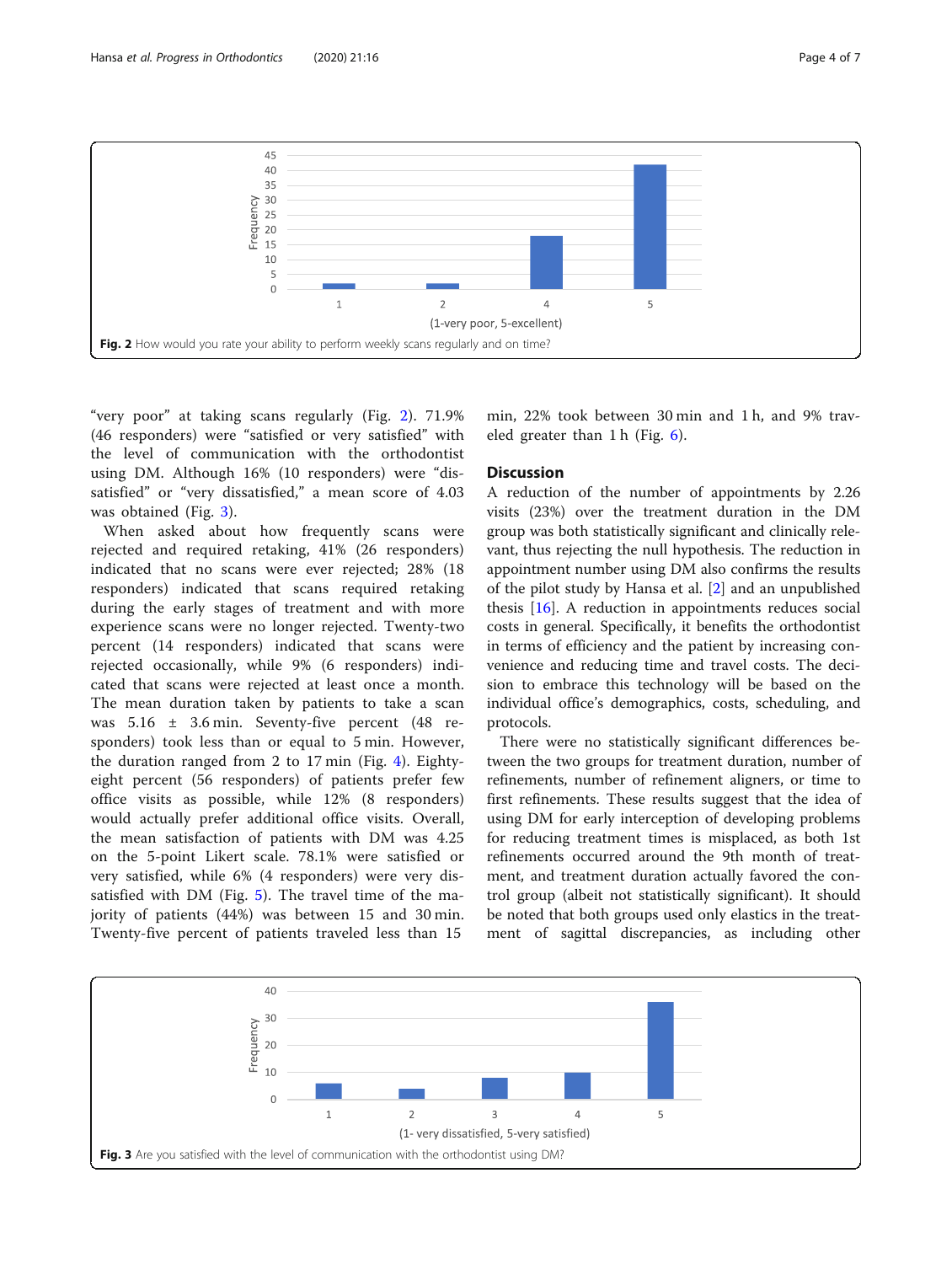Fig. 2 How would you rate your ability to perform weekly scans regularly and on time?

"very poor" at taking scans regularly (Fig. 2). 71.9% (46 responders) were "satisfied or very satisfied" with the level of communication with the orthodontist using DM. Although 16% (10 responders) were "dissatisfied" or "very dissatisfied," a mean score of 4.03 was obtained (Fig. 3).

When asked about how frequently scans were rejected and required retaking, 41% (26 responders) indicated that no scans were ever rejected; 28% (18 responders) indicated that scans required retaking during the early stages of treatment and with more experience scans were no longer rejected. Twenty-two percent (14 responders) indicated that scans were rejected occasionally, while 9% (6 responders) indicated that scans were rejected at least once a month. The mean duration taken by patients to take a scan was 5.16 ± 3.6 min. Seventy-five percent (48 responders) took less than or equal to 5 min. However, the duration ranged from 2 to 17 min (Fig. 4). Eighty-eight percent (56 responders) of patients prefer few office visits as possible, while 12% (8 responders) would actually prefer additional office visits. Overall, the mean satisfaction of patients with DM was 4.25 on the 5-point Likert scale. 78.1% were satisfied or very satisfied, while 6% (4 responders) were very dissatisfied with DM (Fig. 5). The travel time of the majority of patients (44%) was between 15 and 30 min. Twenty-five percent of patients traveled less than 15 min, 22% took between 30 min and 1 h, and 9% traveled greater than 1 h (Fig. 6).

## Discussion

A reduction of the number of appointments by 2.26 visits (23%) over the treatment duration in the DM group was both statistically significant and clinically relevant, thus rejecting the null hypothesis. The reduction in appointment number using DM also confirms the results of the pilot study by Hansa et al. [2] and an unpublished thesis [16]. A reduction in appointments reduces social costs in general. Specifically, it benefits the orthodontist in terms of efficiency and the patient by increasing convenience and reducing time and travel costs. The decision to embrace this technology will be based on the individual office's demographics, costs, scheduling, and protocols.

There were no statistically significant differences between the two groups for treatment duration, number of refinements, number of refinement aligners, or time to first refinements. These results suggest that the idea of using DM for early interception of developing problems for reducing treatment times is misplaced, as both 1st refinements occurred around the 9th month of treatment, and treatment duration actually favored the control group (albeit not statistically significant). It should be noted that both groups used only elastics in the treatment of sagittal discrepancies, as including other

Fig. 3 Are you satisfied with the level of communication with the orthodontist using DM?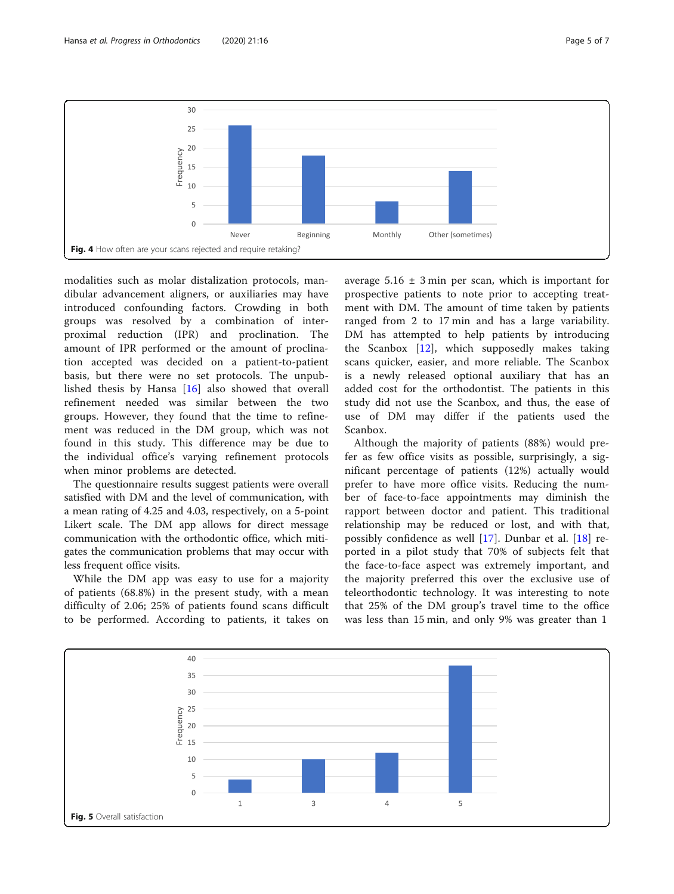Fig. 4 How often are your scans rejected and require retaking?

modalities such as molar distalization protocols, mandibular advancement aligners, or auxiliaries may have introduced confounding factors. Crowding in both groups was resolved by a combination of interproximal reduction (IPR) and proclination. The amount of IPR performed or the amount of proclination accepted was decided on a patient-to-patient basis, but there were no set protocols. The unpublished thesis by Hansa [16] also showed that overall refinement needed was similar between the two groups. However, they found that the time to refinement was reduced in the DM group, which was not found in this study. This difference may be due to the individual office's varying refinement protocols when minor problems are detected.

The questionnaire results suggest patients were overall satisfied with DM and the level of communication, with a mean rating of 4.25 and 4.03, respectively, on a 5-point Likert scale. The DM app allows for direct message communication with the orthodontic office, which mitigates the communication problems that may occur with less frequent office visits.

While the DM app was easy to use for a majority of patients (68.8%) in the present study, with a mean difficulty of 2.06; 25% of patients found scans difficult to be performed. According to patients, it takes on average 5.16 ± 3 min per scan, which is important for prospective patients to note prior to accepting treatment with DM. The amount of time taken by patients ranged from 2 to 17 min and has a large variability. DM has attempted to help patients by introducing the Scanbox [12], which supposedly makes taking scans quicker, easier, and more reliable. The Scanbox is a newly released optional auxiliary that has an added cost for the orthodontist. The patients in this study did not use the Scanbox, and thus, the ease of use of DM may differ if the patients used the Scanbox.

Although the majority of patients (88%) would prefer as few office visits as possible, surprisingly, a significant percentage of patients (12%) actually would prefer to have more office visits. Reducing the number of face-to-face appointments may diminish the rapport between doctor and patient. This traditional relationship may be reduced or lost, and with that, possibly confidence as well [17]. Dunbar et al. [18] reported in a pilot study that 70% of subjects felt that the face-to-face aspect was extremely important, and the majority preferred this over the exclusive use of teleorthodontic technology. It was interesting to note that 25% of the DM group's travel time to the office was less than 15 min, and only 9% was greater than 1

Fig. 5 Overall satisfaction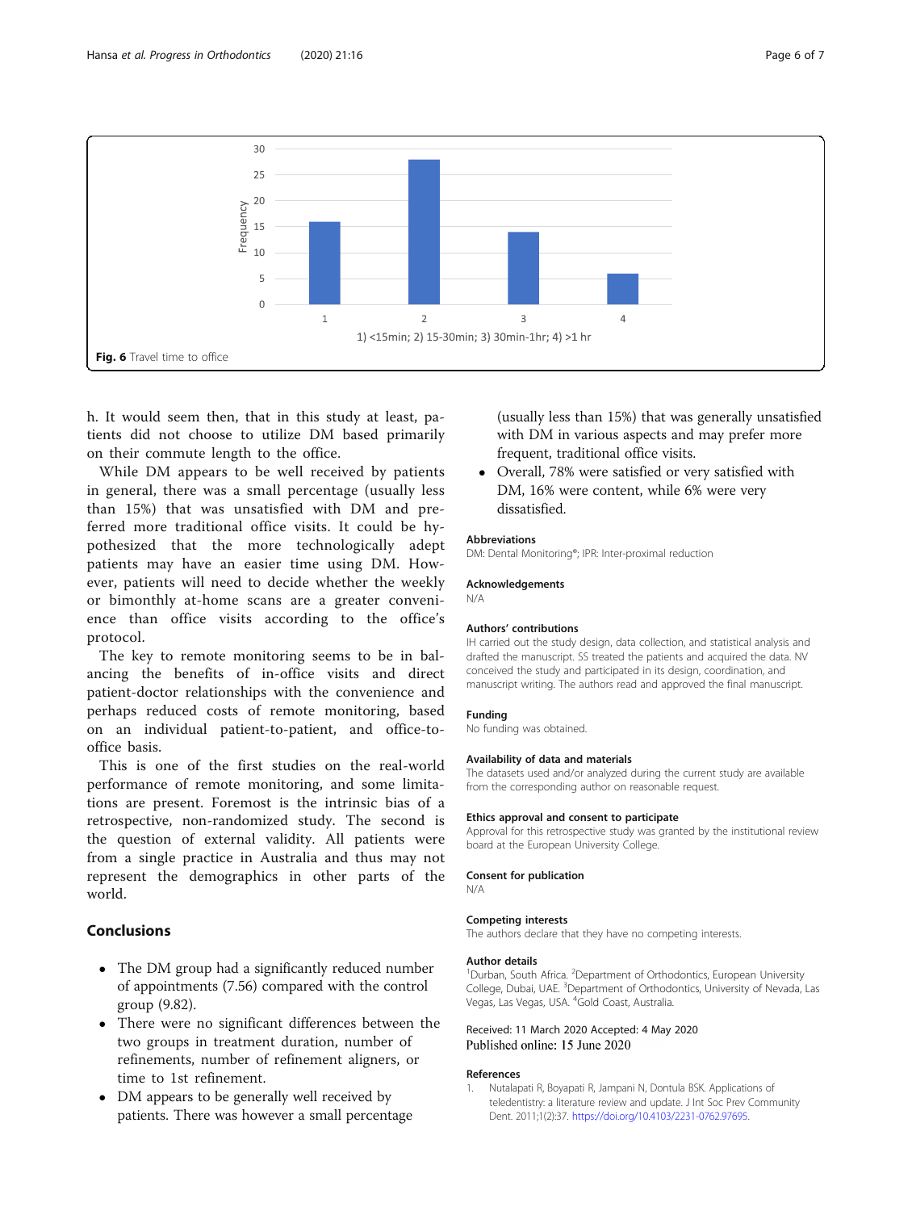Fig. 6 Travel time to office

h. It would seem then, that in this study at least, patients did not choose to utilize DM based primarily on their commute length to the office.

While DM appears to be well received by patients in general, there was a small percentage (usually less than 15%) that was unsatisfied with DM and preferred more traditional office visits. It could be hypothesized that the more technologically adept patients may have an easier time using DM. However, patients will need to decide whether the weekly or bimonthly at-home scans are a greater convenience than office visits according to the office's protocol.

The key to remote monitoring seems to be in balancing the benefits of in-office visits and direct patient-doctor relationships with the convenience and perhaps reduced costs of remote monitoring, based on an individual patient-to-patient, and office-to-office basis.

This is one of the first studies on the real-world performance of remote monitoring, and some limitations are present. Foremost is the intrinsic bias of a retrospective, non-randomized study. The second is the question of external validity. All patients were from a single practice in Australia and thus may not represent the demographics in other parts of the world.

## Conclusions

- The DM group had a significantly reduced number of appointments (7.56) compared with the control group (9.82).
- There were no significant differences between the two groups in treatment duration, number of refinements, number of refinement aligners, or time to 1st refinement.
- DM appears to be generally well received by patients. There was however a small percentage (usually less than 15%) that was generally unsatisfied with DM in various aspects and may prefer more frequent, traditional office visits.
- Overall, 78% were satisfied or very satisfied with DM, 16% were content, while 6% were very dissatisfied.

### Abbreviations

DM: Dental Monitoring®; IPR: Inter-proximal reduction

### Acknowledgements

N/A

### Authors' contributions

IH carried out the study design, data collection, and statistical analysis and drafted the manuscript. SS treated the patients and acquired the data. NV conceived the study and participated in its design, coordination, and manuscript writing. The authors read and approved the final manuscript.

### Funding

No funding was obtained.

### Availability of data and materials

The datasets used and/or analyzed during the current study are available from the corresponding author on reasonable request.

### Ethics approval and consent to participate

Approval for this retrospective study was granted by the institutional review board at the European University College.

### Consent for publication

N/A

### Competing interests

The authors declare that they have no competing interests.

### Author details

[1]Durban, South Africa. [2]Department of Orthodontics, European University College, Dubai, UAE. [3]Department of Orthodontics, University of Nevada, Las Vegas, Las Vegas, USA. [4]Gold Coast, Australia.

Received: 11 March 2020 Accepted: 4 May 2020
Published online: 15 June 2020

### References

1. Nutalapati R, Boyapati R, Jampani N, Dontula BSK. Applications of teledentistry: a literature review and update. J Int Soc Prev Community Dent. 2011;1(2):37. https://doi.org/10.4103/2231-0762.97695.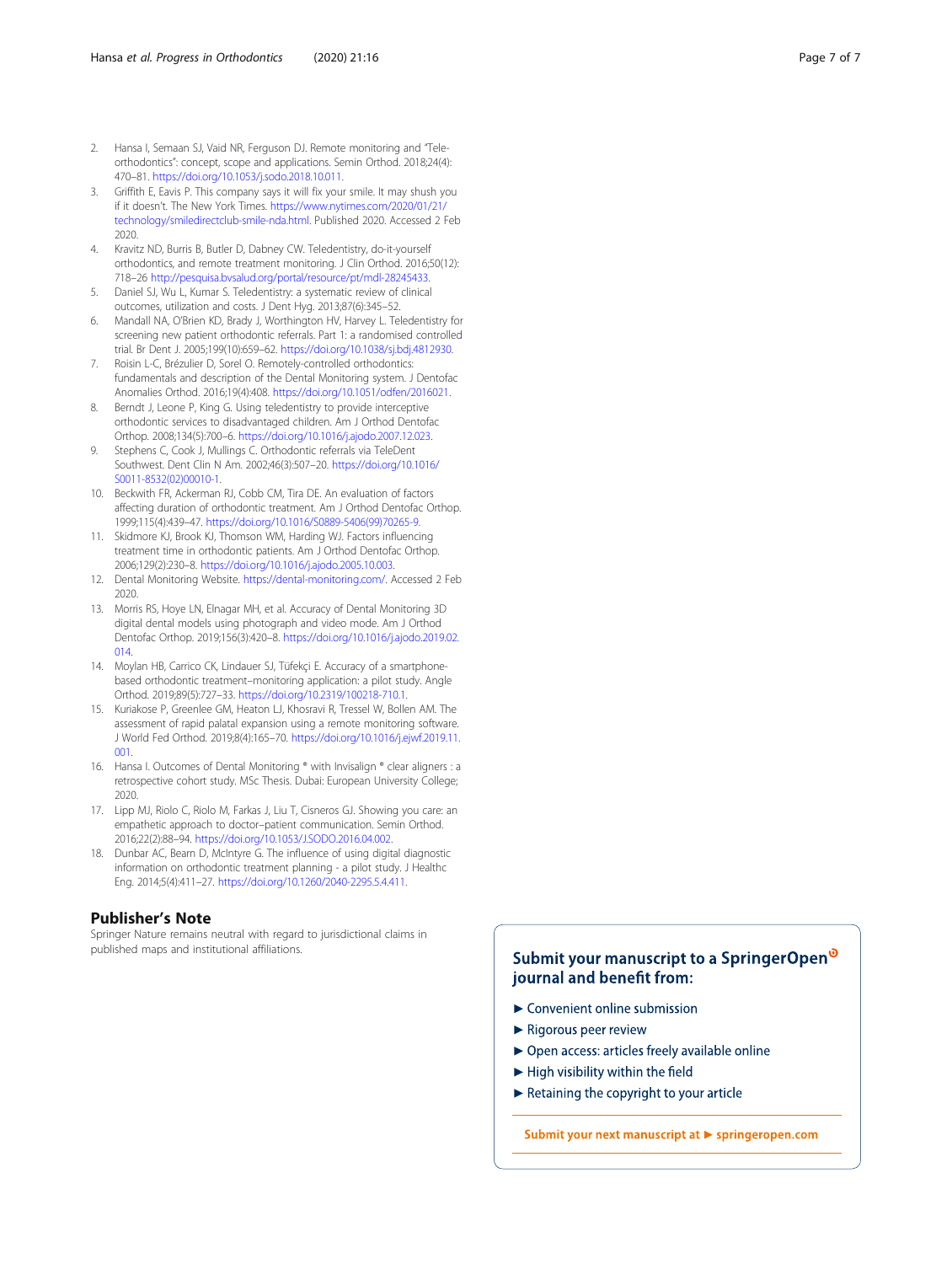2. Hansa I, Semaan SJ, Vaid NR, Ferguson DJ. Remote monitoring and "Tele-orthodontics": concept, scope and applications. Semin Orthod. 2018;24(4): 470–81. https://doi.org/10.1053/j.sodo.2018.10.011.
3. Griffith E, Eavis P. This company says it will fix your smile. It may shush you if it doesn't. The New York Times. https://www.nytimes.com/2020/01/21/technology/smiledirectclub-smile-nda.html. Published 2020. Accessed 2 Feb 2020.
4. Kravitz ND, Burris B, Butler D, Dabney CW. Teledentistry, do-it-yourself orthodontics, and remote treatment monitoring. J Clin Orthod. 2016;50(12): 718–26 http://pesquisa.bvsalud.org/portal/resource/pt/mdl-28245433.
5. Daniel SJ, Wu L, Kumar S. Teledentistry: a systematic review of clinical outcomes, utilization and costs. J Dent Hyg. 2013;87(6):345–52.
6. Mandall NA, O'Brien KD, Brady J, Worthington HV, Harvey L. Teledentistry for screening new patient orthodontic referrals. Part 1: a randomised controlled trial. Br Dent J. 2005;199(10):659–62. https://doi.org/10.1038/sj.bdj.4812930.
7. Roisin L-C, Brézulier D, Sorel O. Remotely-controlled orthodontics: fundamentals and description of the Dental Monitoring system. J Dentofac Anomalies Orthod. 2016;19(4):408. https://doi.org/10.1051/odfen/2016021.
8. Berndt J, Leone P, King G. Using teledentistry to provide interceptive orthodontic services to disadvantaged children. Am J Orthod Dentofac Orthop. 2008;134(5):700–6. https://doi.org/10.1016/j.ajodo.2007.12.023.
9. Stephens C, Cook J, Mullings C. Orthodontic referrals via TeleDent Southwest. Dent Clin N Am. 2002;46(3):507–20. https://doi.org/10.1016/S0011-8532(02)00010-1.
10. Beckwith FR, Ackerman RJ, Cobb CM, Tira DE. An evaluation of factors affecting duration of orthodontic treatment. Am J Orthod Dentofac Orthop. 1999;115(4):439–47. https://doi.org/10.1016/S0889-5406(99)70265-9.
11. Skidmore KJ, Brook KJ, Thomson WM, Harding WJ. Factors influencing treatment time in orthodontic patients. Am J Orthod Dentofac Orthop. 2006;129(2):230–8. https://doi.org/10.1016/j.ajodo.2005.10.003.
12. Dental Monitoring Website. https://dental-monitoring.com/. Accessed 2 Feb 2020.
13. Morris RS, Hoye LN, Elnagar MH, et al. Accuracy of Dental Monitoring 3D digital dental models using photograph and video mode. Am J Orthod Dentofac Orthop. 2019;156(3):420–8. https://doi.org/10.1016/j.ajodo.2019.02.014.
14. Moylan HB, Carrico CK, Lindauer SJ, Tüfekçi E. Accuracy of a smartphone-based orthodontic treatment–monitoring application: a pilot study. Angle Orthod. 2019;89(5):727–33. https://doi.org/10.2319/100218-710.1.
15. Kuriakose P, Greenlee GM, Heaton LJ, Khosravi R, Tressel W, Bollen AM. The assessment of rapid palatal expansion using a remote monitoring software. J World Fed Orthod. 2019;8(4):165–70. https://doi.org/10.1016/j.ejwf.2019.11.001.
16. Hansa I. Outcomes of Dental Monitoring ® with Invisalign ® clear aligners : a retrospective cohort study. MSc Thesis. Dubai: European University College; 2020.
17. Lipp MJ, Riolo C, Riolo M, Farkas J, Liu T, Cisneros GJ. Showing you care: an empathetic approach to doctor–patient communication. Semin Orthod. 2016;22(2):88–94. https://doi.org/10.1053/J.SODO.2016.04.002.
18. Dunbar AC, Bearn D, McIntyre G. The influence of using digital diagnostic information on orthodontic treatment planning - a pilot study. J Healthc Eng. 2014;5(4):411–27. https://doi.org/10.1260/2040-2295.5.4.411.

## Publisher's Note

Springer Nature remains neutral with regard to jurisdictional claims in published maps and institutional affiliations.

**Submit your manuscript to a SpringerOpen journal and benefit from:**

- ► Convenient online submission
- ► Rigorous peer review
- ► Open access: articles freely available online
- ► High visibility within the field
- ► Retaining the copyright to your article

Submit your next manuscript at ► springeropen.com